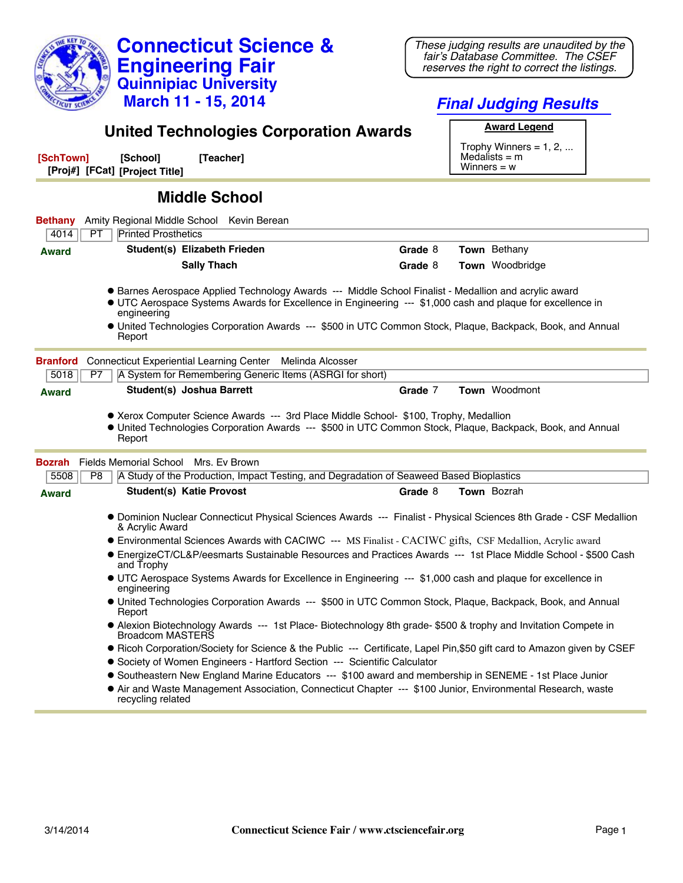# Connecticut Science & Engineering Fair

## Quinnipiac University

## March 11 - 15, 2014

*These judging results are unaudited by the fair's Database Committee. The CSEF reserves the right to correct the listings.*

***Final Judging Results***

## United Technologies Corporation Awards

**Award Legend**

Trophy Winners = 1, 2, ...
Medalists = m
Winners = w

**[SchTown]** **[School]** **[Teacher]**
**[Proj#]** **[FCat]** **[Project Title]**

## Middle School

**Bethany** Amity Regional Middle School Kevin Berean

| 4014 | PT | Printed Prosthetics |
|---|---|---|

**Award**

**Student(s)** **Elizabeth Frieden** — **Grade** 8 — **Town** Bethany
**Sally Thach** — **Grade** 8 — **Town** Woodbridge

- Barnes Aerospace Applied Technology Awards --- Middle School Finalist - Medallion and acrylic award
- UTC Aerospace Systems Awards for Excellence in Engineering --- $1,000 cash and plaque for excellence in engineering
- United Technologies Corporation Awards --- $500 in UTC Common Stock, Plaque, Backpack, Book, and Annual Report

---

**Branford** Connecticut Experiential Learning Center Melinda Alcosser

| 5018 | P7 | A System for Remembering Generic Items (ASRGI for short) |
|---|---|---|

**Award**

**Student(s)** **Joshua Barrett** — **Grade** 7 — **Town** Woodmont

- Xerox Computer Science Awards --- 3rd Place Middle School- $100, Trophy, Medallion
- United Technologies Corporation Awards --- $500 in UTC Common Stock, Plaque, Backpack, Book, and Annual Report

---

**Bozrah** Fields Memorial School Mrs. Ev Brown

| 5508 | P8 | A Study of the Production, Impact Testing, and Degradation of Seaweed Based Bioplastics |
|---|---|---|

**Award**

**Student(s)** **Katie Provost** — **Grade** 8 — **Town** Bozrah

- Dominion Nuclear Connecticut Physical Sciences Awards --- Finalist - Physical Sciences 8th Grade - CSF Medallion & Acrylic Award
- Environmental Sciences Awards with CACIWC --- MS Finalist - CACIWC gifts, CSF Medallion, Acrylic award
- EnergizeCT/CL&P/eesmarts Sustainable Resources and Practices Awards --- 1st Place Middle School - $500 Cash and Trophy
- UTC Aerospace Systems Awards for Excellence in Engineering --- $1,000 cash and plaque for excellence in engineering
- United Technologies Corporation Awards --- $500 in UTC Common Stock, Plaque, Backpack, Book, and Annual Report
- Alexion Biotechnology Awards --- 1st Place- Biotechnology 8th grade- $500 & trophy and Invitation Compete in Broadcom MASTERS
- Ricoh Corporation/Society for Science & the Public --- Certificate, Lapel Pin,$50 gift card to Amazon given by CSEF
- Society of Women Engineers - Hartford Section --- Scientific Calculator
- Southeastern New England Marine Educators --- $100 award and membership in SENEME - 1st Place Junior
- Air and Waste Management Association, Connecticut Chapter --- $100 Junior, Environmental Research, waste recycling related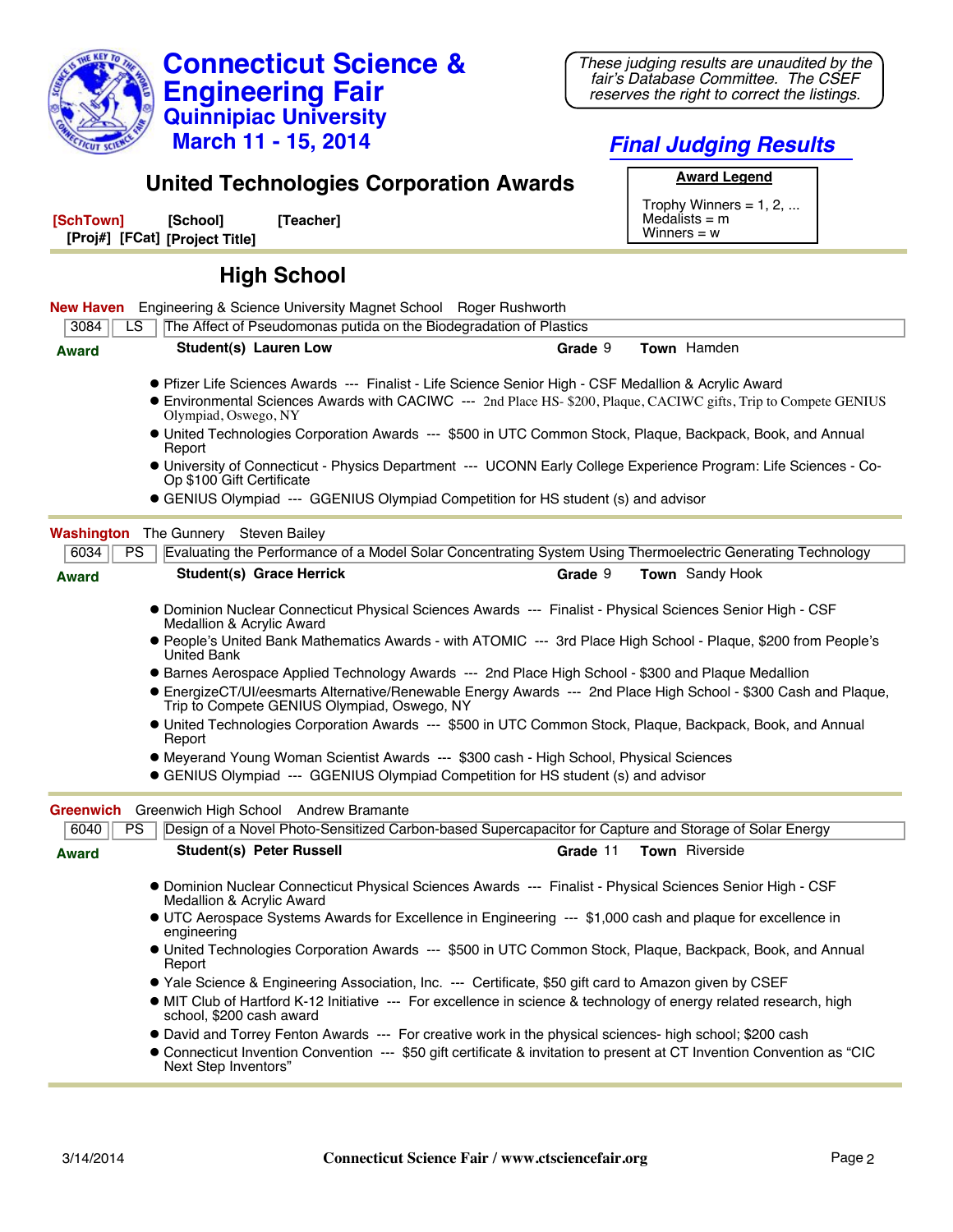# Connecticut Science & Engineering Fair
## Quinnipiac University
### March 11 - 15, 2014

*These judging results are unaudited by the fair's Database Committee. The CSEF reserves the right to correct the listings.*

***Final Judging Results***

## United Technologies Corporation Awards

**Award Legend**

Trophy Winners = 1, 2, ...
Medalists = m
Winners = w

**[SchTown]** **[School]** **[Teacher]**
**[Proj#]** **[FCat]** **[Project Title]**

## High School

**New Haven** Engineering & Science University Magnet School Roger Rushworth

| 3084 | LS | The Affect of Pseudomonas putida on the Biodegradation of Plastics |
|---|---|---|

**Award** **Student(s) Lauren Low** **Grade** 9 **Town** Hamden

- Pfizer Life Sciences Awards --- Finalist - Life Science Senior High - CSF Medallion & Acrylic Award
- Environmental Sciences Awards with CACIWC --- 2nd Place HS- $200, Plaque, CACIWC gifts, Trip to Compete GENIUS Olympiad, Oswego, NY
- United Technologies Corporation Awards --- $500 in UTC Common Stock, Plaque, Backpack, Book, and Annual Report
- University of Connecticut - Physics Department --- UCONN Early College Experience Program: Life Sciences - Co-Op $100 Gift Certificate
- GENIUS Olympiad --- GGENIUS Olympiad Competition for HS student (s) and advisor

**Washington** The Gunnery Steven Bailey

| 6034 | PS | Evaluating the Performance of a Model Solar Concentrating System Using Thermoelectric Generating Technology |
|---|---|---|

**Award** **Student(s) Grace Herrick** **Grade** 9 **Town** Sandy Hook

- Dominion Nuclear Connecticut Physical Sciences Awards --- Finalist - Physical Sciences Senior High - CSF Medallion & Acrylic Award
- People's United Bank Mathematics Awards - with ATOMIC --- 3rd Place High School - Plaque, $200 from People's United Bank
- Barnes Aerospace Applied Technology Awards --- 2nd Place High School - $300 and Plaque Medallion
- EnergizeCT/UI/eesmarts Alternative/Renewable Energy Awards --- 2nd Place High School - $300 Cash and Plaque, Trip to Compete GENIUS Olympiad, Oswego, NY
- United Technologies Corporation Awards --- $500 in UTC Common Stock, Plaque, Backpack, Book, and Annual Report
- Meyerand Young Woman Scientist Awards --- $300 cash - High School, Physical Sciences
- GENIUS Olympiad --- GGENIUS Olympiad Competition for HS student (s) and advisor

**Greenwich** Greenwich High School Andrew Bramante

| 6040 | PS | Design of a Novel Photo-Sensitized Carbon-based Supercapacitor for Capture and Storage of Solar Energy |
|---|---|---|

**Award** **Student(s) Peter Russell** **Grade** 11 **Town** Riverside

- Dominion Nuclear Connecticut Physical Sciences Awards --- Finalist - Physical Sciences Senior High - CSF Medallion & Acrylic Award
- UTC Aerospace Systems Awards for Excellence in Engineering --- $1,000 cash and plaque for excellence in engineering
- United Technologies Corporation Awards --- $500 in UTC Common Stock, Plaque, Backpack, Book, and Annual Report
- Yale Science & Engineering Association, Inc. --- Certificate, $50 gift card to Amazon given by CSEF
- MIT Club of Hartford K-12 Initiative --- For excellence in science & technology of energy related research, high school, $200 cash award
- David and Torrey Fenton Awards --- For creative work in the physical sciences- high school; $200 cash
- Connecticut Invention Convention --- $50 gift certificate & invitation to present at CT Invention Convention as "CIC Next Step Inventors"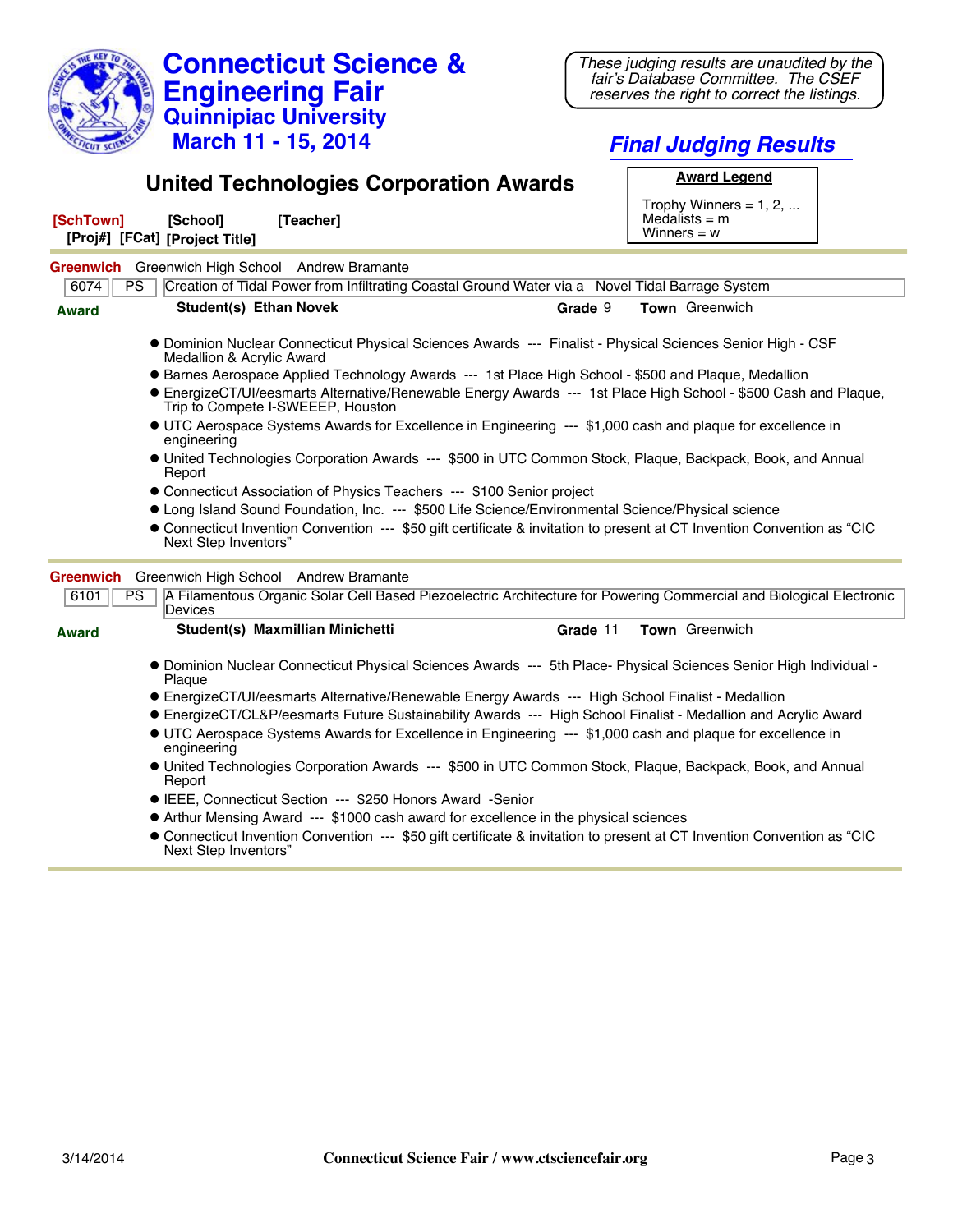# Connecticut Science & Engineering Fair
## Quinnipiac University
## March 11 - 15, 2014

*These judging results are unaudited by the fair's Database Committee. The CSEF reserves the right to correct the listings.*

## *Final Judging Results*

## United Technologies Corporation Awards

**Award Legend**

Trophy Winners = 1, 2, ...
Medalists = m
Winners = w

**[SchTown]** **[School]** **[Teacher]**
**[Proj#]** **[FCat]** **[Project Title]**

---

**Greenwich** Greenwich High School Andrew Bramante

| 6074 | PS | Creation of Tidal Power from Infiltrating Coastal Ground Water via a Novel Tidal Barrage System |
|---|---|---|

**Award** **Student(s) Ethan Novek** **Grade** 9 **Town** Greenwich

- Dominion Nuclear Connecticut Physical Sciences Awards --- Finalist - Physical Sciences Senior High - CSF Medallion & Acrylic Award
- Barnes Aerospace Applied Technology Awards --- 1st Place High School - $500 and Plaque, Medallion
- EnergizeCT/UI/eesmarts Alternative/Renewable Energy Awards --- 1st Place High School - $500 Cash and Plaque, Trip to Compete I-SWEEEP, Houston
- UTC Aerospace Systems Awards for Excellence in Engineering --- $1,000 cash and plaque for excellence in engineering
- United Technologies Corporation Awards --- $500 in UTC Common Stock, Plaque, Backpack, Book, and Annual Report
- Connecticut Association of Physics Teachers --- $100 Senior project
- Long Island Sound Foundation, Inc. --- $500 Life Science/Environmental Science/Physical science
- Connecticut Invention Convention --- $50 gift certificate & invitation to present at CT Invention Convention as "CIC Next Step Inventors"

---

**Greenwich** Greenwich High School Andrew Bramante

| 6101 | PS | A Filamentous Organic Solar Cell Based Piezoelectric Architecture for Powering Commercial and Biological Electronic Devices |
|---|---|---|

**Award** **Student(s) Maxmillian Minichetti** **Grade** 11 **Town** Greenwich

- Dominion Nuclear Connecticut Physical Sciences Awards --- 5th Place- Physical Sciences Senior High Individual - Plaque
- EnergizeCT/UI/eesmarts Alternative/Renewable Energy Awards --- High School Finalist - Medallion
- EnergizeCT/CL&P/eesmarts Future Sustainability Awards --- High School Finalist - Medallion and Acrylic Award
- UTC Aerospace Systems Awards for Excellence in Engineering --- $1,000 cash and plaque for excellence in engineering
- United Technologies Corporation Awards --- $500 in UTC Common Stock, Plaque, Backpack, Book, and Annual Report
- IEEE, Connecticut Section --- $250 Honors Award -Senior
- Arthur Mensing Award --- $1000 cash award for excellence in the physical sciences
- Connecticut Invention Convention --- $50 gift certificate & invitation to present at CT Invention Convention as "CIC Next Step Inventors"